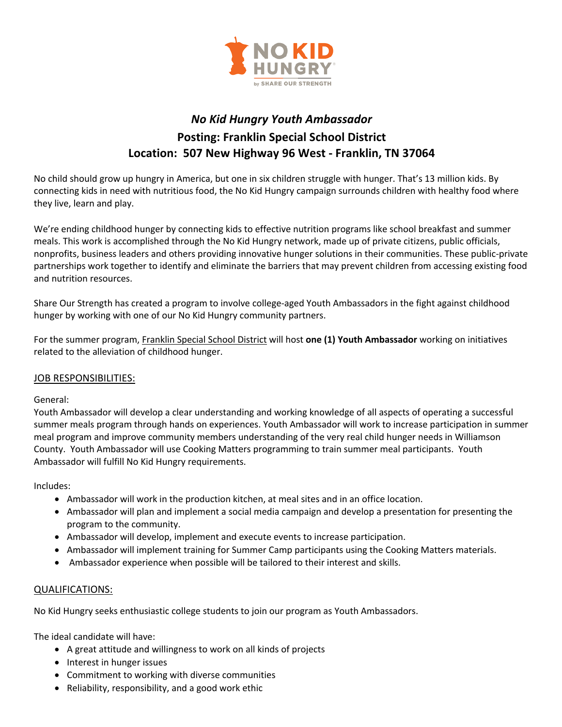# *No Kid Hungry Youth Ambassador*

## Posting: Franklin Special School District

## Location: 507 New Highway 96 West - Franklin, TN 37064

No child should grow up hungry in America, but one in six children struggle with hunger. That's 13 million kids. By connecting kids in need with nutritious food, the No Kid Hungry campaign surrounds children with healthy food where they live, learn and play.

We're ending childhood hunger by connecting kids to effective nutrition programs like school breakfast and summer meals. This work is accomplished through the No Kid Hungry network, made up of private citizens, public officials, nonprofits, business leaders and others providing innovative hunger solutions in their communities. These public-private partnerships work together to identify and eliminate the barriers that may prevent children from accessing existing food and nutrition resources.

Share Our Strength has created a program to involve college-aged Youth Ambassadors in the fight against childhood hunger by working with one of our No Kid Hungry community partners.

For the summer program, Franklin Special School District will host **one (1) Youth Ambassador** working on initiatives related to the alleviation of childhood hunger.

### JOB RESPONSIBILITIES:

General:
Youth Ambassador will develop a clear understanding and working knowledge of all aspects of operating a successful summer meals program through hands on experiences. Youth Ambassador will work to increase participation in summer meal program and improve community members understanding of the very real child hunger needs in Williamson County. Youth Ambassador will use Cooking Matters programming to train summer meal participants. Youth Ambassador will fulfill No Kid Hungry requirements.

Includes:

- Ambassador will work in the production kitchen, at meal sites and in an office location.
- Ambassador will plan and implement a social media campaign and develop a presentation for presenting the program to the community.
- Ambassador will develop, implement and execute events to increase participation.
- Ambassador will implement training for Summer Camp participants using the Cooking Matters materials.
- Ambassador experience when possible will be tailored to their interest and skills.

### QUALIFICATIONS:

No Kid Hungry seeks enthusiastic college students to join our program as Youth Ambassadors.

The ideal candidate will have:

- A great attitude and willingness to work on all kinds of projects
- Interest in hunger issues
- Commitment to working with diverse communities
- Reliability, responsibility, and a good work ethic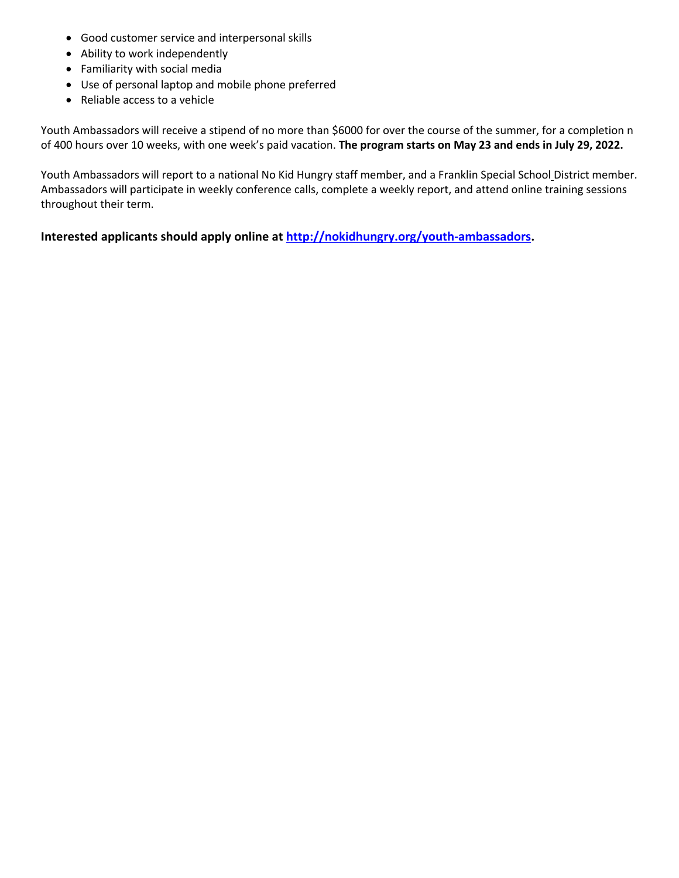- Good customer service and interpersonal skills
- Ability to work independently
- Familiarity with social media
- Use of personal laptop and mobile phone preferred
- Reliable access to a vehicle

Youth Ambassadors will receive a stipend of no more than $6000 for over the course of the summer, for a completion n of 400 hours over 10 weeks, with one week's paid vacation. **The program starts on May 23 and ends in July 29, 2022.**

Youth Ambassadors will report to a national No Kid Hungry staff member, and a Franklin Special School District member. Ambassadors will participate in weekly conference calls, complete a weekly report, and attend online training sessions throughout their term.

**Interested applicants should apply online at [http://nokidhungry.org/youth-ambassadors](http://nokidhungry.org/youth-ambassadors).**